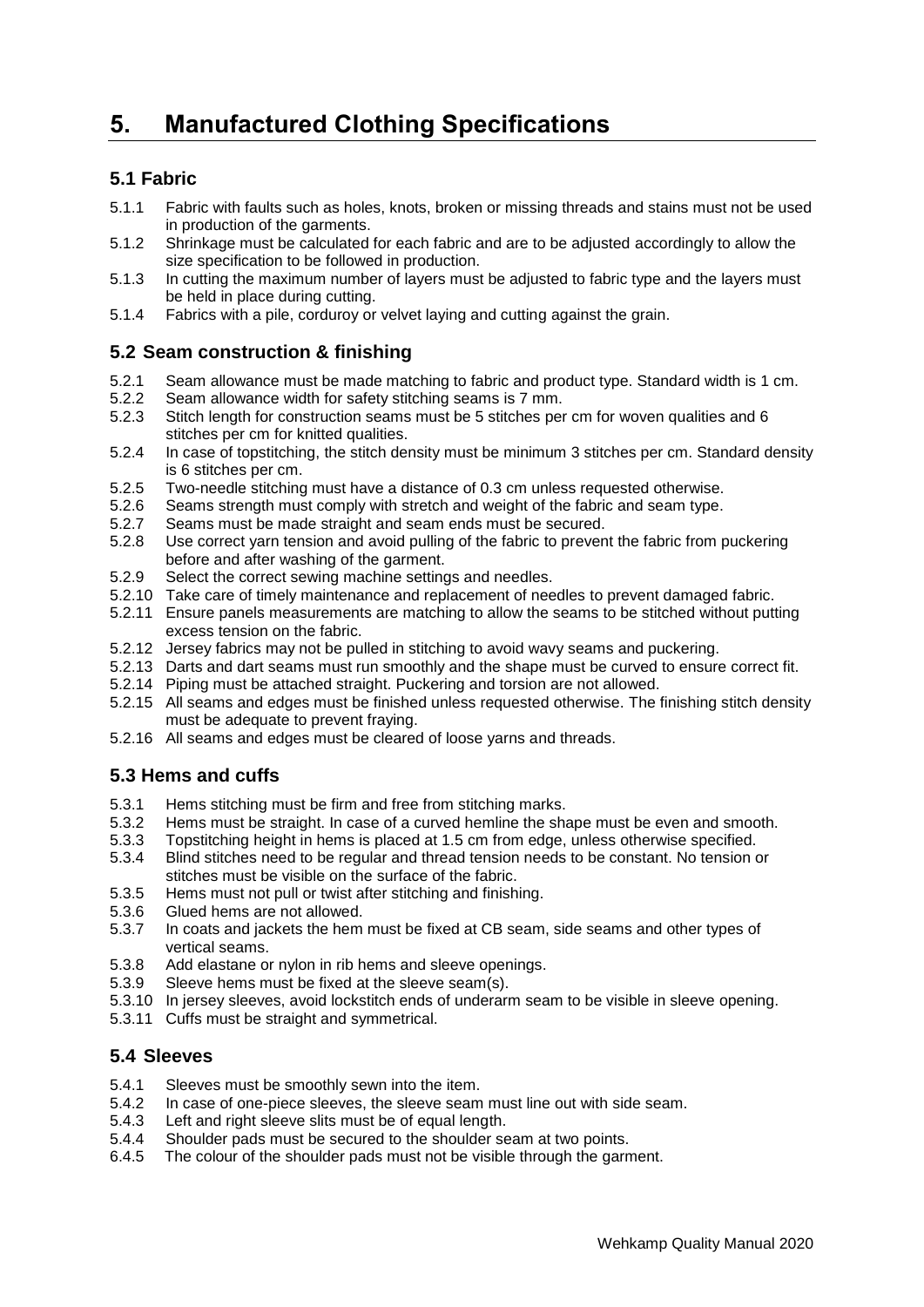# 5. Manufactured Clothing Specifications

## 5.1 Fabric

5.1.1 Fabric with faults such as holes, knots, broken or missing threads and stains must not be used in production of the garments.
5.1.2 Shrinkage must be calculated for each fabric and are to be adjusted accordingly to allow the size specification to be followed in production.
5.1.3 In cutting the maximum number of layers must be adjusted to fabric type and the layers must be held in place during cutting.
5.1.4 Fabrics with a pile, corduroy or velvet laying and cutting against the grain.

## 5.2 Seam construction & finishing

5.2.1 Seam allowance must be made matching to fabric and product type. Standard width is 1 cm.
5.2.2 Seam allowance width for safety stitching seams is 7 mm.
5.2.3 Stitch length for construction seams must be 5 stitches per cm for woven qualities and 6 stitches per cm for knitted qualities.
5.2.4 In case of topstitching, the stitch density must be minimum 3 stitches per cm. Standard density is 6 stitches per cm.
5.2.5 Two-needle stitching must have a distance of 0.3 cm unless requested otherwise.
5.2.6 Seams strength must comply with stretch and weight of the fabric and seam type.
5.2.7 Seams must be made straight and seam ends must be secured.
5.2.8 Use correct yarn tension and avoid pulling of the fabric to prevent the fabric from puckering before and after washing of the garment.
5.2.9 Select the correct sewing machine settings and needles.
5.2.10 Take care of timely maintenance and replacement of needles to prevent damaged fabric.
5.2.11 Ensure panels measurements are matching to allow the seams to be stitched without putting excess tension on the fabric.
5.2.12 Jersey fabrics may not be pulled in stitching to avoid wavy seams and puckering.
5.2.13 Darts and dart seams must run smoothly and the shape must be curved to ensure correct fit.
5.2.14 Piping must be attached straight. Puckering and torsion are not allowed.
5.2.15 All seams and edges must be finished unless requested otherwise. The finishing stitch density must be adequate to prevent fraying.
5.2.16 All seams and edges must be cleared of loose yarns and threads.

## 5.3 Hems and cuffs

5.3.1 Hems stitching must be firm and free from stitching marks.
5.3.2 Hems must be straight. In case of a curved hemline the shape must be even and smooth.
5.3.3 Topstitching height in hems is placed at 1.5 cm from edge, unless otherwise specified.
5.3.4 Blind stitches need to be regular and thread tension needs to be constant. No tension or stitches must be visible on the surface of the fabric.
5.3.5 Hems must not pull or twist after stitching and finishing.
5.3.6 Glued hems are not allowed.
5.3.7 In coats and jackets the hem must be fixed at CB seam, side seams and other types of vertical seams.
5.3.8 Add elastane or nylon in rib hems and sleeve openings.
5.3.9 Sleeve hems must be fixed at the sleeve seam(s).
5.3.10 In jersey sleeves, avoid lockstitch ends of underarm seam to be visible in sleeve opening.
5.3.11 Cuffs must be straight and symmetrical.

## 5.4 Sleeves

5.4.1 Sleeves must be smoothly sewn into the item.
5.4.2 In case of one-piece sleeves, the sleeve seam must line out with side seam.
5.4.3 Left and right sleeve slits must be of equal length.
5.4.4 Shoulder pads must be secured to the shoulder seam at two points.
6.4.5 The colour of the shoulder pads must not be visible through the garment.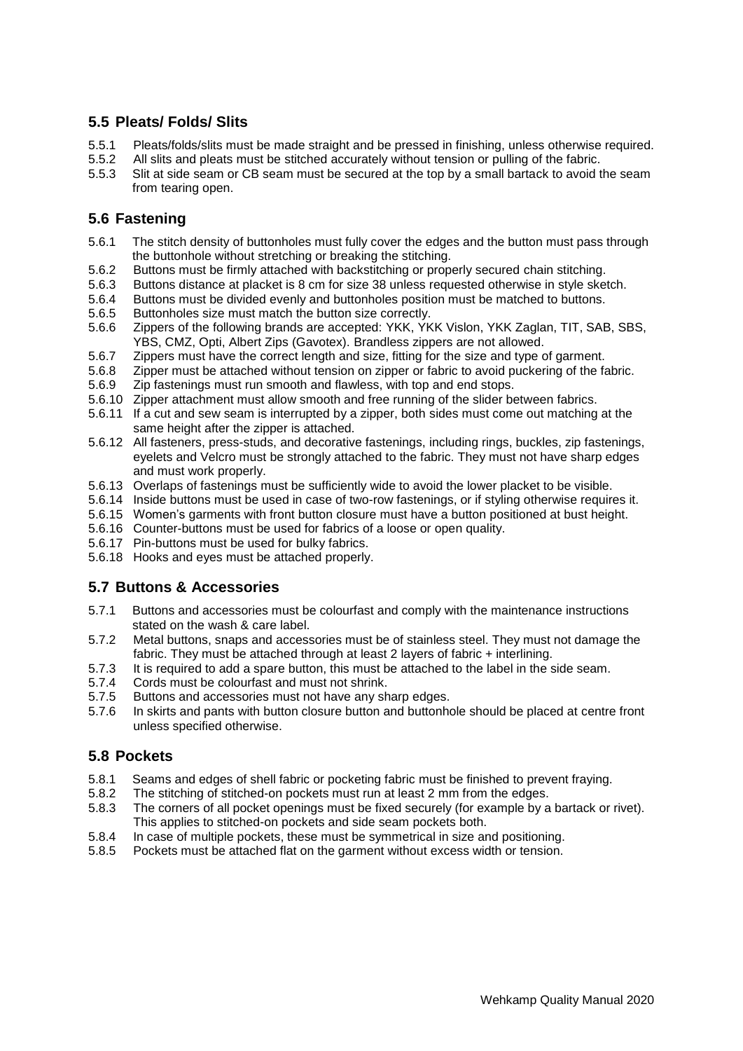## 5.5 Pleats/ Folds/ Slits

5.5.1 Pleats/folds/slits must be made straight and be pressed in finishing, unless otherwise required.
5.5.2 All slits and pleats must be stitched accurately without tension or pulling of the fabric.
5.5.3 Slit at side seam or CB seam must be secured at the top by a small bartack to avoid the seam from tearing open.

## 5.6 Fastening

5.6.1 The stitch density of buttonholes must fully cover the edges and the button must pass through the buttonhole without stretching or breaking the stitching.
5.6.2 Buttons must be firmly attached with backstitching or properly secured chain stitching.
5.6.3 Buttons distance at placket is 8 cm for size 38 unless requested otherwise in style sketch.
5.6.4 Buttons must be divided evenly and buttonholes position must be matched to buttons.
5.6.5 Buttonholes size must match the button size correctly.
5.6.6 Zippers of the following brands are accepted: YKK, YKK Vislon, YKK Zaglan, TIT, SAB, SBS, YBS, CMZ, Opti, Albert Zips (Gavotex). Brandless zippers are not allowed.
5.6.7 Zippers must have the correct length and size, fitting for the size and type of garment.
5.6.8 Zipper must be attached without tension on zipper or fabric to avoid puckering of the fabric.
5.6.9 Zip fastenings must run smooth and flawless, with top and end stops.
5.6.10 Zipper attachment must allow smooth and free running of the slider between fabrics.
5.6.11 If a cut and sew seam is interrupted by a zipper, both sides must come out matching at the same height after the zipper is attached.
5.6.12 All fasteners, press-studs, and decorative fastenings, including rings, buckles, zip fastenings, eyelets and Velcro must be strongly attached to the fabric. They must not have sharp edges and must work properly.
5.6.13 Overlaps of fastenings must be sufficiently wide to avoid the lower placket to be visible.
5.6.14 Inside buttons must be used in case of two-row fastenings, or if styling otherwise requires it.
5.6.15 Women's garments with front button closure must have a button positioned at bust height.
5.6.16 Counter-buttons must be used for fabrics of a loose or open quality.
5.6.17 Pin-buttons must be used for bulky fabrics.
5.6.18 Hooks and eyes must be attached properly.

## 5.7 Buttons & Accessories

5.7.1 Buttons and accessories must be colourfast and comply with the maintenance instructions stated on the wash & care label.
5.7.2 Metal buttons, snaps and accessories must be of stainless steel. They must not damage the fabric. They must be attached through at least 2 layers of fabric + interlining.
5.7.3 It is required to add a spare button, this must be attached to the label in the side seam.
5.7.4 Cords must be colourfast and must not shrink.
5.7.5 Buttons and accessories must not have any sharp edges.
5.7.6 In skirts and pants with button closure button and buttonhole should be placed at centre front unless specified otherwise.

## 5.8 Pockets

5.8.1 Seams and edges of shell fabric or pocketing fabric must be finished to prevent fraying.
5.8.2 The stitching of stitched-on pockets must run at least 2 mm from the edges.
5.8.3 The corners of all pocket openings must be fixed securely (for example by a bartack or rivet). This applies to stitched-on pockets and side seam pockets both.
5.8.4 In case of multiple pockets, these must be symmetrical in size and positioning.
5.8.5 Pockets must be attached flat on the garment without excess width or tension.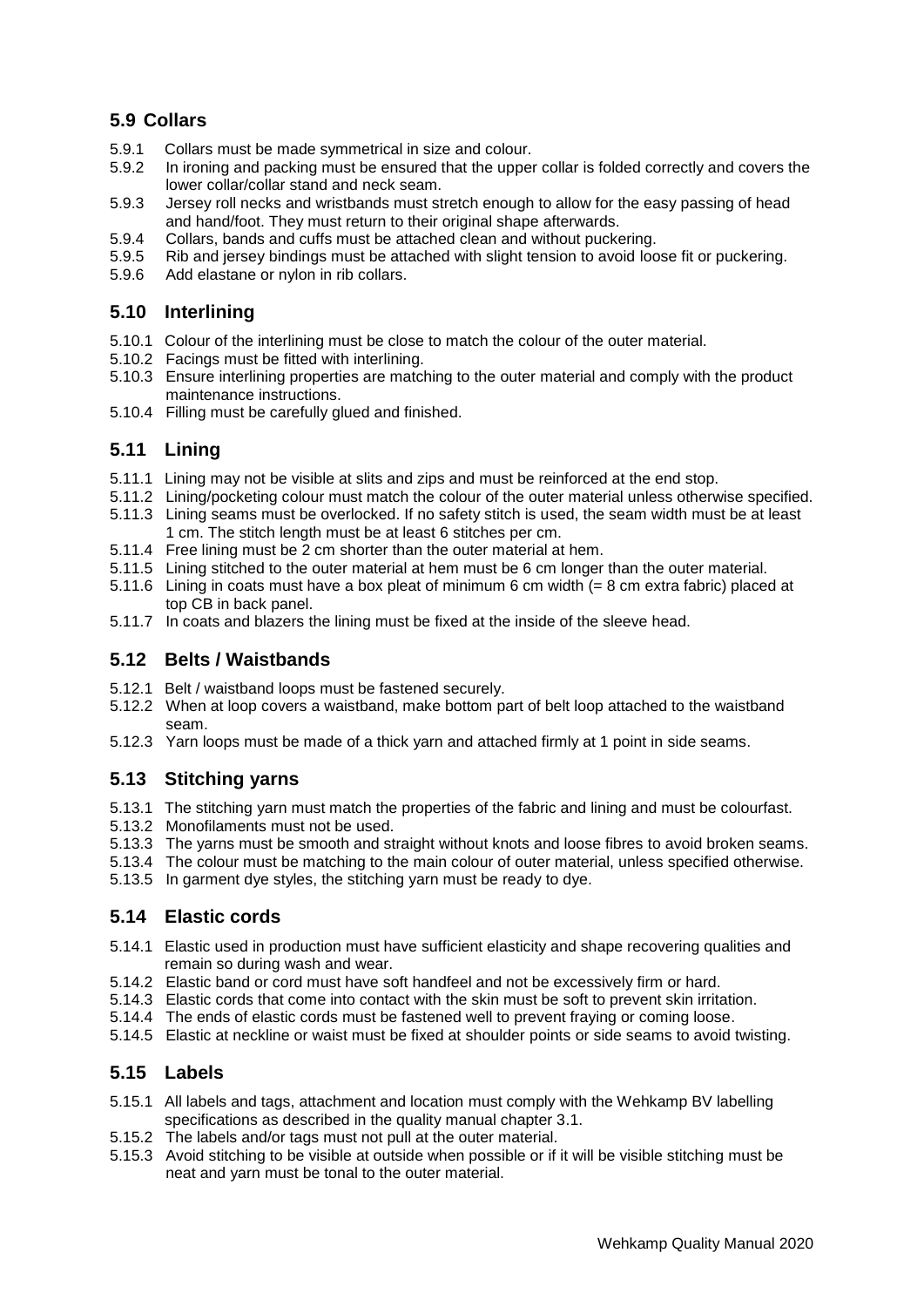## 5.9 Collars

5.9.1 Collars must be made symmetrical in size and colour.
5.9.2 In ironing and packing must be ensured that the upper collar is folded correctly and covers the lower collar/collar stand and neck seam.
5.9.3 Jersey roll necks and wristbands must stretch enough to allow for the easy passing of head and hand/foot. They must return to their original shape afterwards.
5.9.4 Collars, bands and cuffs must be attached clean and without puckering.
5.9.5 Rib and jersey bindings must be attached with slight tension to avoid loose fit or puckering.
5.9.6 Add elastane or nylon in rib collars.

## 5.10 Interlining

5.10.1 Colour of the interlining must be close to match the colour of the outer material.
5.10.2 Facings must be fitted with interlining.
5.10.3 Ensure interlining properties are matching to the outer material and comply with the product maintenance instructions.
5.10.4 Filling must be carefully glued and finished.

## 5.11 Lining

5.11.1 Lining may not be visible at slits and zips and must be reinforced at the end stop.
5.11.2 Lining/pocketing colour must match the colour of the outer material unless otherwise specified.
5.11.3 Lining seams must be overlocked. If no safety stitch is used, the seam width must be at least 1 cm. The stitch length must be at least 6 stitches per cm.
5.11.4 Free lining must be 2 cm shorter than the outer material at hem.
5.11.5 Lining stitched to the outer material at hem must be 6 cm longer than the outer material.
5.11.6 Lining in coats must have a box pleat of minimum 6 cm width (= 8 cm extra fabric) placed at top CB in back panel.
5.11.7 In coats and blazers the lining must be fixed at the inside of the sleeve head.

## 5.12 Belts / Waistbands

5.12.1 Belt / waistband loops must be fastened securely.
5.12.2 When at loop covers a waistband, make bottom part of belt loop attached to the waistband seam.
5.12.3 Yarn loops must be made of a thick yarn and attached firmly at 1 point in side seams.

## 5.13 Stitching yarns

5.13.1 The stitching yarn must match the properties of the fabric and lining and must be colourfast.
5.13.2 Monofilaments must not be used.
5.13.3 The yarns must be smooth and straight without knots and loose fibres to avoid broken seams.
5.13.4 The colour must be matching to the main colour of outer material, unless specified otherwise.
5.13.5 In garment dye styles, the stitching yarn must be ready to dye.

## 5.14 Elastic cords

5.14.1 Elastic used in production must have sufficient elasticity and shape recovering qualities and remain so during wash and wear.
5.14.2 Elastic band or cord must have soft handfeel and not be excessively firm or hard.
5.14.3 Elastic cords that come into contact with the skin must be soft to prevent skin irritation.
5.14.4 The ends of elastic cords must be fastened well to prevent fraying or coming loose.
5.14.5 Elastic at neckline or waist must be fixed at shoulder points or side seams to avoid twisting.

## 5.15 Labels

5.15.1 All labels and tags, attachment and location must comply with the Wehkamp BV labelling specifications as described in the quality manual chapter 3.1.
5.15.2 The labels and/or tags must not pull at the outer material.
5.15.3 Avoid stitching to be visible at outside when possible or if it will be visible stitching must be neat and yarn must be tonal to the outer material.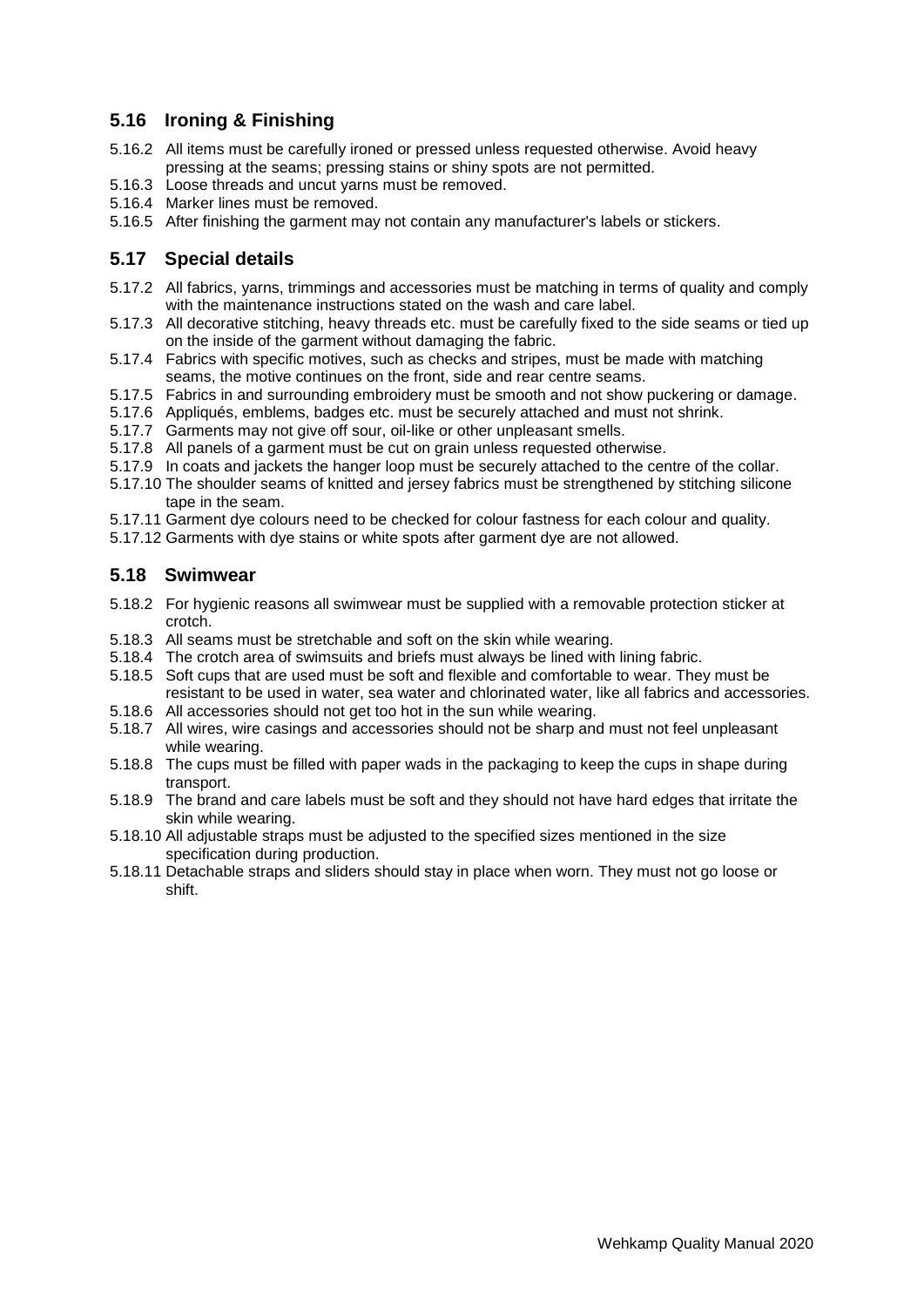## 5.16 Ironing & Finishing

5.16.2 All items must be carefully ironed or pressed unless requested otherwise. Avoid heavy pressing at the seams; pressing stains or shiny spots are not permitted.
5.16.3 Loose threads and uncut yarns must be removed.
5.16.4 Marker lines must be removed.
5.16.5 After finishing the garment may not contain any manufacturer's labels or stickers.

## 5.17 Special details

5.17.2 All fabrics, yarns, trimmings and accessories must be matching in terms of quality and comply with the maintenance instructions stated on the wash and care label.
5.17.3 All decorative stitching, heavy threads etc. must be carefully fixed to the side seams or tied up on the inside of the garment without damaging the fabric.
5.17.4 Fabrics with specific motives, such as checks and stripes, must be made with matching seams, the motive continues on the front, side and rear centre seams.
5.17.5 Fabrics in and surrounding embroidery must be smooth and not show puckering or damage.
5.17.6 Appliqués, emblems, badges etc. must be securely attached and must not shrink.
5.17.7 Garments may not give off sour, oil-like or other unpleasant smells.
5.17.8 All panels of a garment must be cut on grain unless requested otherwise.
5.17.9 In coats and jackets the hanger loop must be securely attached to the centre of the collar.
5.17.10 The shoulder seams of knitted and jersey fabrics must be strengthened by stitching silicone tape in the seam.
5.17.11 Garment dye colours need to be checked for colour fastness for each colour and quality.
5.17.12 Garments with dye stains or white spots after garment dye are not allowed.

## 5.18 Swimwear

5.18.2 For hygienic reasons all swimwear must be supplied with a removable protection sticker at crotch.
5.18.3 All seams must be stretchable and soft on the skin while wearing.
5.18.4 The crotch area of swimsuits and briefs must always be lined with lining fabric.
5.18.5 Soft cups that are used must be soft and flexible and comfortable to wear. They must be resistant to be used in water, sea water and chlorinated water, like all fabrics and accessories.
5.18.6 All accessories should not get too hot in the sun while wearing.
5.18.7 All wires, wire casings and accessories should not be sharp and must not feel unpleasant while wearing.
5.18.8 The cups must be filled with paper wads in the packaging to keep the cups in shape during transport.
5.18.9 The brand and care labels must be soft and they should not have hard edges that irritate the skin while wearing.
5.18.10 All adjustable straps must be adjusted to the specified sizes mentioned in the size specification during production.
5.18.11 Detachable straps and sliders should stay in place when worn. They must not go loose or shift.